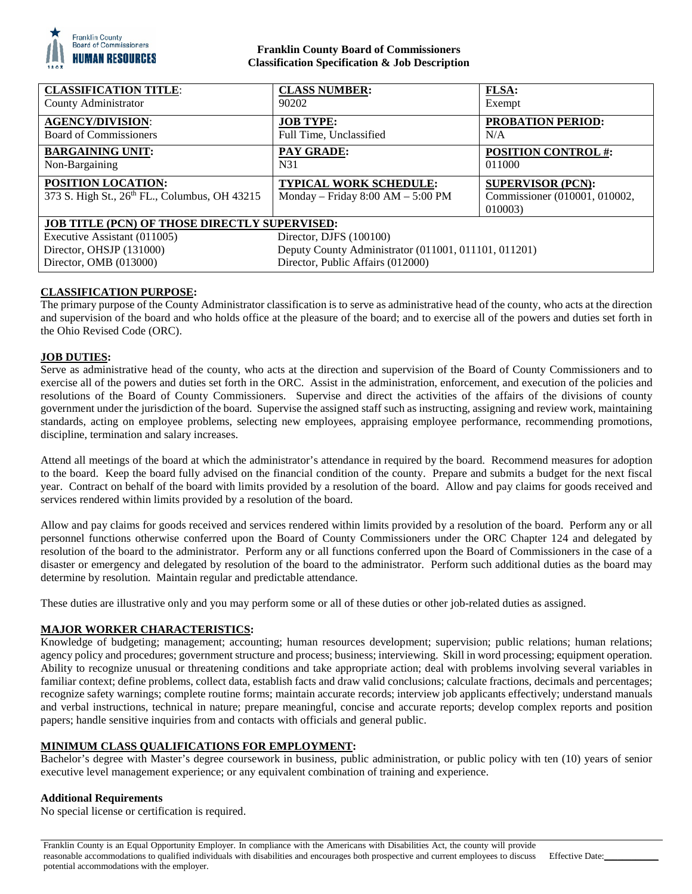**Franklin County Board of Commissioners**
**Classification Specification & Job Description**

| **CLASSIFICATION TITLE**: County Administrator | **CLASS NUMBER:** 90202 | **FLSA:** Exempt |
|---|---|---|
| **AGENCY/DIVISION**: Board of Commissioners | **JOB TYPE:** Full Time, Unclassified | **PROBATION PERIOD:** N/A |
| **BARGAINING UNIT:** Non-Bargaining | **PAY GRADE:** N31 | **POSITION CONTROL #:** 011000 |
| **POSITION LOCATION:** 373 S. High St., 26th FL., Columbus, OH 43215 | **TYPICAL WORK SCHEDULE:** Monday – Friday 8:00 AM – 5:00 PM | **SUPERVISOR (PCN):** Commissioner (010001, 010002, 010003) |

| **JOB TITLE (PCN) OF THOSE DIRECTLY SUPERVISED:** | |
|---|---|
| Executive Assistant (011005) | Director, DJFS (100100) |
| Director, OHSJP (131000) | Deputy County Administrator (011001, 011101, 011201) |
| Director, OMB (013000) | Director, Public Affairs (012000) |

**CLASSIFICATION PURPOSE:**

The primary purpose of the County Administrator classification is to serve as administrative head of the county, who acts at the direction and supervision of the board and who holds office at the pleasure of the board; and to exercise all of the powers and duties set forth in the Ohio Revised Code (ORC).

**JOB DUTIES:**

Serve as administrative head of the county, who acts at the direction and supervision of the Board of County Commissioners and to exercise all of the powers and duties set forth in the ORC. Assist in the administration, enforcement, and execution of the policies and resolutions of the Board of County Commissioners. Supervise and direct the activities of the affairs of the divisions of county government under the jurisdiction of the board. Supervise the assigned staff such as instructing, assigning and review work, maintaining standards, acting on employee problems, selecting new employees, appraising employee performance, recommending promotions, discipline, termination and salary increases.

Attend all meetings of the board at which the administrator's attendance in required by the board. Recommend measures for adoption to the board. Keep the board fully advised on the financial condition of the county. Prepare and submits a budget for the next fiscal year. Contract on behalf of the board with limits provided by a resolution of the board. Allow and pay claims for goods received and services rendered within limits provided by a resolution of the board.

Allow and pay claims for goods received and services rendered within limits provided by a resolution of the board. Perform any or all personnel functions otherwise conferred upon the Board of County Commissioners under the ORC Chapter 124 and delegated by resolution of the board to the administrator. Perform any or all functions conferred upon the Board of Commissioners in the case of a disaster or emergency and delegated by resolution of the board to the administrator. Perform such additional duties as the board may determine by resolution. Maintain regular and predictable attendance.

These duties are illustrative only and you may perform some or all of these duties or other job-related duties as assigned.

**MAJOR WORKER CHARACTERISTICS:**

Knowledge of budgeting; management; accounting; human resources development; supervision; public relations; human relations; agency policy and procedures; government structure and process; business; interviewing. Skill in word processing; equipment operation. Ability to recognize unusual or threatening conditions and take appropriate action; deal with problems involving several variables in familiar context; define problems, collect data, establish facts and draw valid conclusions; calculate fractions, decimals and percentages; recognize safety warnings; complete routine forms; maintain accurate records; interview job applicants effectively; understand manuals and verbal instructions, technical in nature; prepare meaningful, concise and accurate reports; develop complex reports and position papers; handle sensitive inquiries from and contacts with officials and general public.

**MINIMUM CLASS QUALIFICATIONS FOR EMPLOYMENT:**

Bachelor's degree with Master's degree coursework in business, public administration, or public policy with ten (10) years of senior executive level management experience; or any equivalent combination of training and experience.

**Additional Requirements**

No special license or certification is required.

Franklin County is an Equal Opportunity Employer. In compliance with the Americans with Disabilities Act, the county will provide reasonable accommodations to qualified individuals with disabilities and encourages both prospective and current employees to discuss potential accommodations with the employer.

Effective Date:\_\_\_\_\_\_\_\_\_\_\_\_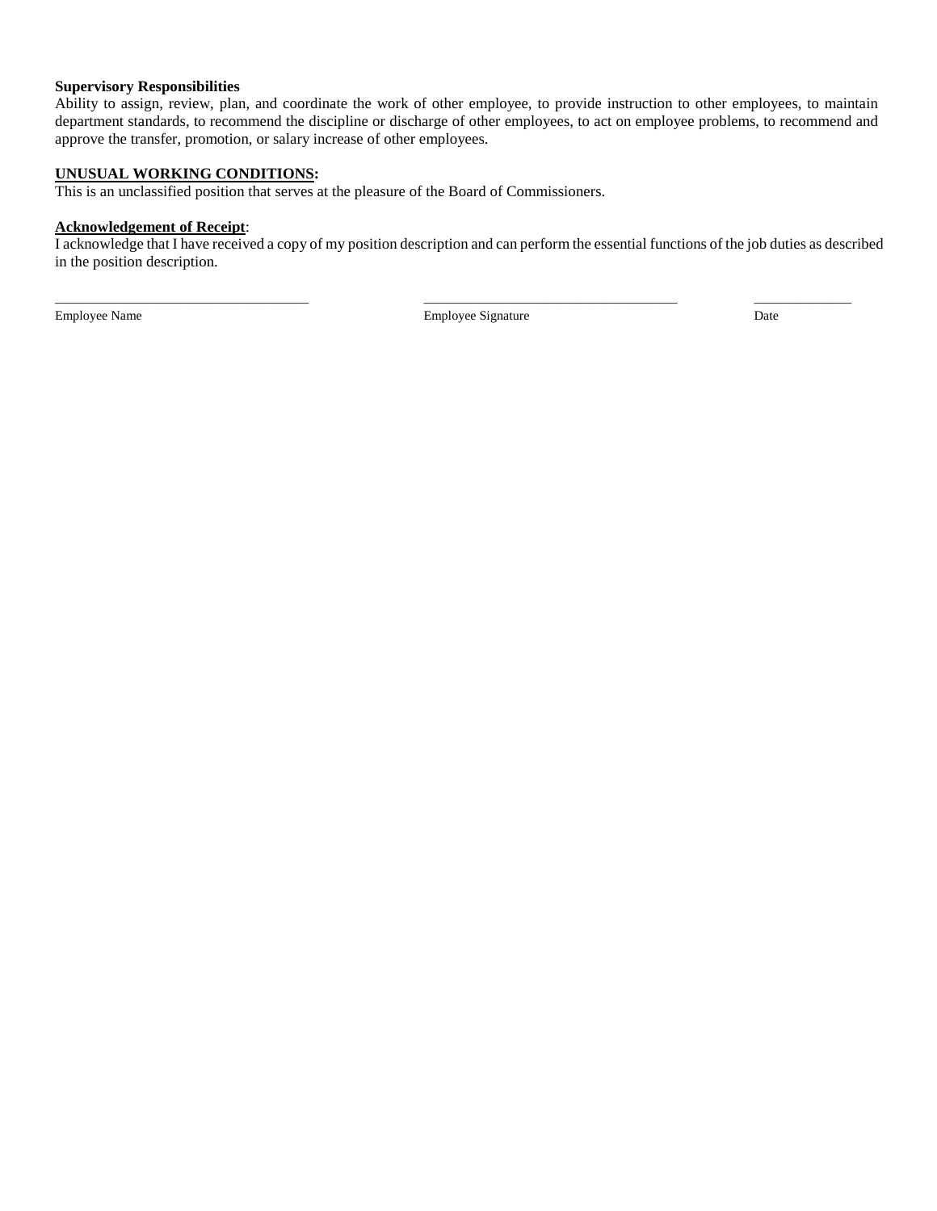**Supervisory Responsibilities**

Ability to assign, review, plan, and coordinate the work of other employee, to provide instruction to other employees, to maintain department standards, to recommend the discipline or discharge of other employees, to act on employee problems, to recommend and approve the transfer, promotion, or salary increase of other employees.

**UNUSUAL WORKING CONDITIONS:**

This is an unclassified position that serves at the pleasure of the Board of Commissioners.

**Acknowledgement of Receipt**:

I acknowledge that I have received a copy of my position description and can perform the essential functions of the job duties as described in the position description.

| | | |
|---|---|---|
| ___________________________________ | ___________________________________ | ______________ |
| Employee Name | Employee Signature | Date |